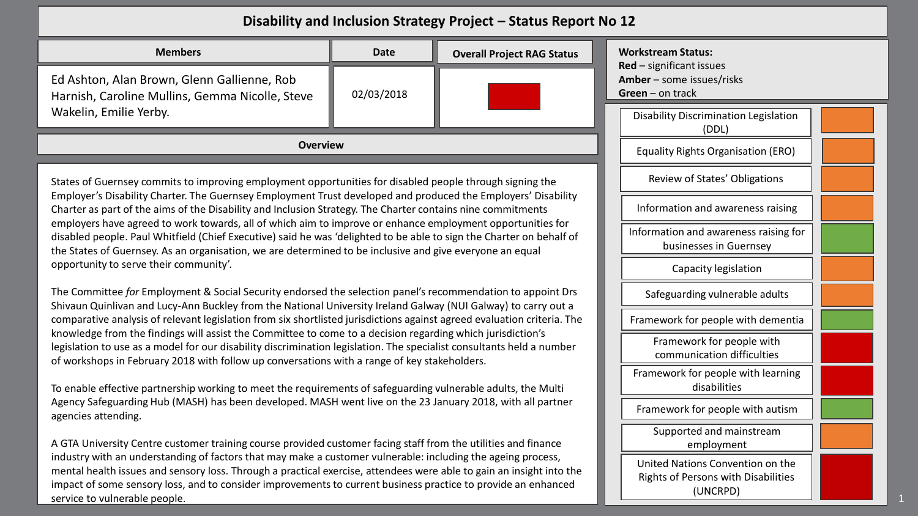# Disability and Inclusion Strategy Project – Status Report No 12

| Members | Date | Overall Project RAG Status |
|---|---|---|
| Ed Ashton, Alan Brown, Glenn Gallienne, Rob Harnish, Caroline Mullins, Gemma Nicolle, Steve Wakelin, Emilie Yerby. | 02/03/2018 | Red |

## Overview

States of Guernsey commits to improving employment opportunities for disabled people through signing the Employer's Disability Charter. The Guernsey Employment Trust developed and produced the Employers' Disability Charter as part of the aims of the Disability and Inclusion Strategy. The Charter contains nine commitments employers have agreed to work towards, all of which aim to improve or enhance employment opportunities for disabled people. Paul Whitfield (Chief Executive) said he was 'delighted to be able to sign the Charter on behalf of the States of Guernsey. As an organisation, we are determined to be inclusive and give everyone an equal opportunity to serve their community'.

The Committee *for* Employment & Social Security endorsed the selection panel's recommendation to appoint Drs Shivaun Quinlivan and Lucy-Ann Buckley from the National University Ireland Galway (NUI Galway) to carry out a comparative analysis of relevant legislation from six shortlisted jurisdictions against agreed evaluation criteria. The knowledge from the findings will assist the Committee to come to a decision regarding which jurisdiction's legislation to use as a model for our disability discrimination legislation. The specialist consultants held a number of workshops in February 2018 with follow up conversations with a range of key stakeholders.

To enable effective partnership working to meet the requirements of safeguarding vulnerable adults, the Multi Agency Safeguarding Hub (MASH) has been developed. MASH went live on the 23 January 2018, with all partner agencies attending.

A GTA University Centre customer training course provided customer facing staff from the utilities and finance industry with an understanding of factors that may make a customer vulnerable: including the ageing process, mental health issues and sensory loss. Through a practical exercise, attendees were able to gain an insight into the impact of some sensory loss, and to consider improvements to current business practice to provide an enhanced service to vulnerable people.

**Workstream Status:**
**Red** – significant issues
**Amber** – some issues/risks
**Green** – on track

| Workstream | Status |
|---|---|
| Disability Discrimination Legislation (DDL) | Amber |
| Equality Rights Organisation (ERO) | Amber |
| Review of States' Obligations | Amber |
| Information and awareness raising | Amber |
| Information and awareness raising for businesses in Guernsey | Green |
| Capacity legislation | Amber |
| Safeguarding vulnerable adults | Amber |
| Framework for people with dementia | Green |
| Framework for people with communication difficulties | Red |
| Framework for people with learning disabilities | Red |
| Framework for people with autism | Green |
| Supported and mainstream employment | Amber |
| United Nations Convention on the Rights of Persons with Disabilities (UNCRPD) | Red |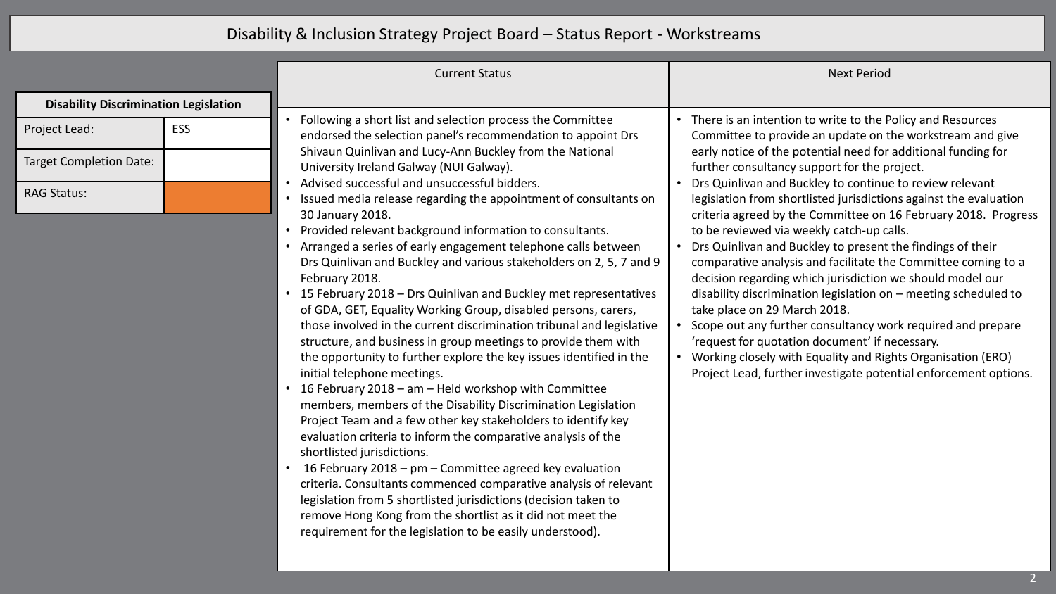# Disability & Inclusion Strategy Project Board – Status Report - Workstreams

| Disability Discrimination Legislation | |
| --- | --- |
| Project Lead: | ESS |
| Target Completion Date: | |
| RAG Status: | |

## Current Status

- Following a short list and selection process the Committee endorsed the selection panel's recommendation to appoint Drs Shivaun Quinlivan and Lucy-Ann Buckley from the National University Ireland Galway (NUI Galway).
- Advised successful and unsuccessful bidders.
- Issued media release regarding the appointment of consultants on 30 January 2018.
- Provided relevant background information to consultants.
- Arranged a series of early engagement telephone calls between Drs Quinlivan and Buckley and various stakeholders on 2, 5, 7 and 9 February 2018.
- 15 February 2018 – Drs Quinlivan and Buckley met representatives of GDA, GET, Equality Working Group, disabled persons, carers, those involved in the current discrimination tribunal and legislative structure, and business in group meetings to provide them with the opportunity to further explore the key issues identified in the initial telephone meetings.
- 16 February 2018 – am – Held workshop with Committee members, members of the Disability Discrimination Legislation Project Team and a few other key stakeholders to identify key evaluation criteria to inform the comparative analysis of the shortlisted jurisdictions.
- 16 February 2018 – pm – Committee agreed key evaluation criteria. Consultants commenced comparative analysis of relevant legislation from 5 shortlisted jurisdictions (decision taken to remove Hong Kong from the shortlist as it did not meet the requirement for the legislation to be easily understood).

## Next Period

- There is an intention to write to the Policy and Resources Committee to provide an update on the workstream and give early notice of the potential need for additional funding for further consultancy support for the project.
- Drs Quinlivan and Buckley to continue to review relevant legislation from shortlisted jurisdictions against the evaluation criteria agreed by the Committee on 16 February 2018. Progress to be reviewed via weekly catch-up calls.
- Drs Quinlivan and Buckley to present the findings of their comparative analysis and facilitate the Committee coming to a decision regarding which jurisdiction we should model our disability discrimination legislation on – meeting scheduled to take place on 29 March 2018.
- Scope out any further consultancy work required and prepare 'request for quotation document' if necessary.
- Working closely with Equality and Rights Organisation (ERO) Project Lead, further investigate potential enforcement options.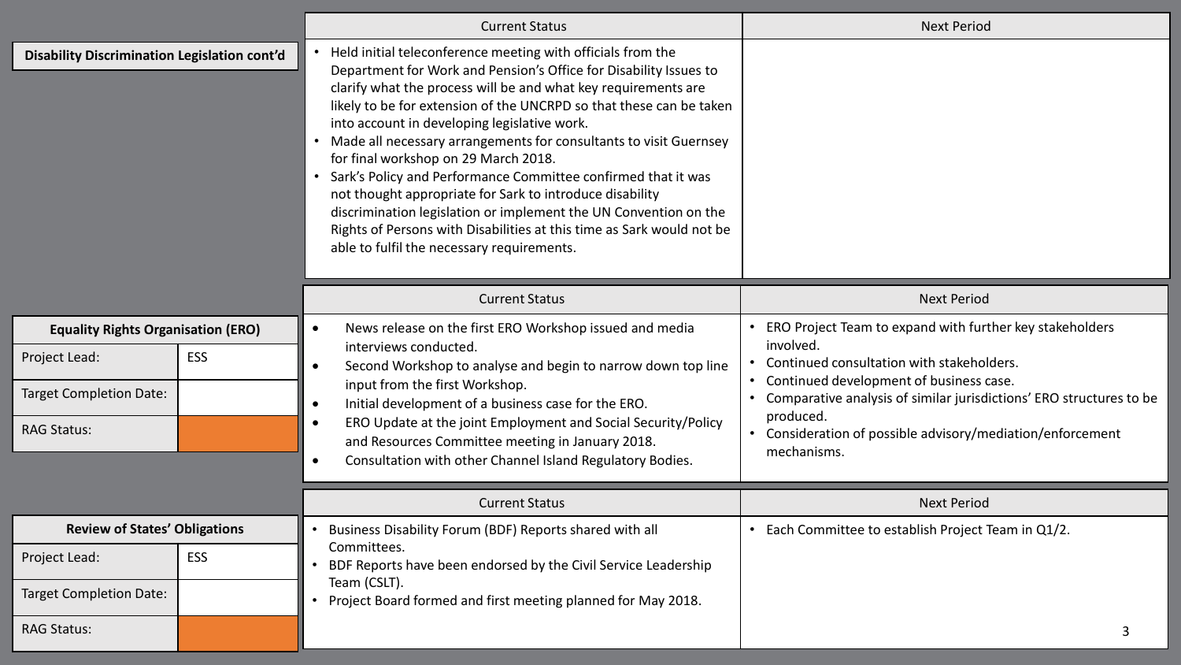## Disability Discrimination Legislation cont'd

| Current Status | Next Period |
|---|---|
| • Held initial teleconference meeting with officials from the Department for Work and Pension's Office for Disability Issues to clarify what the process will be and what key requirements are likely to be for extension of the UNCRPD so that these can be taken into account in developing legislative work.<br>• Made all necessary arrangements for consultants to visit Guernsey for final workshop on 29 March 2018.<br>• Sark's Policy and Performance Committee confirmed that it was not thought appropriate for Sark to introduce disability discrimination legislation or implement the UN Convention on the Rights of Persons with Disabilities at this time as Sark would not be able to fulfil the necessary requirements. | |

## Equality Rights Organisation (ERO)

| | |
|---|---|
| Project Lead: | ESS |
| Target Completion Date: | |
| RAG Status: | |

| Current Status | Next Period |
|---|---|
| • News release on the first ERO Workshop issued and media interviews conducted.<br>• Second Workshop to analyse and begin to narrow down top line input from the first Workshop.<br>• Initial development of a business case for the ERO.<br>• ERO Update at the joint Employment and Social Security/Policy and Resources Committee meeting in January 2018.<br>• Consultation with other Channel Island Regulatory Bodies. | • ERO Project Team to expand with further key stakeholders involved.<br>• Continued consultation with stakeholders.<br>• Continued development of business case.<br>• Comparative analysis of similar jurisdictions' ERO structures to be produced.<br>• Consideration of possible advisory/mediation/enforcement mechanisms. |

## Review of States' Obligations

| | |
|---|---|
| Project Lead: | ESS |
| Target Completion Date: | |
| RAG Status: | |

| Current Status | Next Period |
|---|---|
| • Business Disability Forum (BDF) Reports shared with all Committees.<br>• BDF Reports have been endorsed by the Civil Service Leadership Team (CSLT).<br>• Project Board formed and first meeting planned for May 2018. | • Each Committee to establish Project Team in Q1/2. |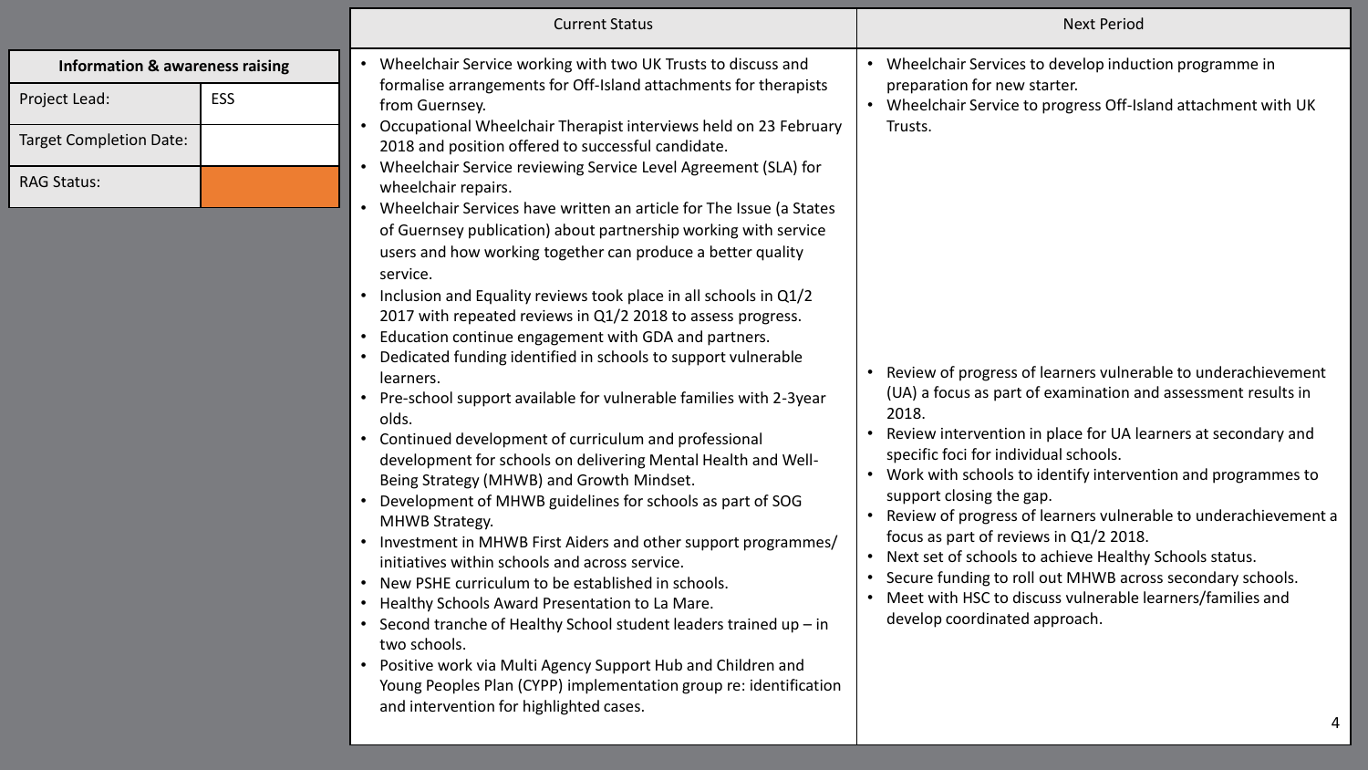| Information & awareness raising | |
|---|---|
| Project Lead: | ESS |
| Target Completion Date: | |
| RAG Status: | |

| Current Status | Next Period |
|---|---|
| • Wheelchair Service working with two UK Trusts to discuss and formalise arrangements for Off-Island attachments for therapists from Guernsey.<br>• Occupational Wheelchair Therapist interviews held on 23 February 2018 and position offered to successful candidate.<br>• Wheelchair Service reviewing Service Level Agreement (SLA) for wheelchair repairs.<br>• Wheelchair Services have written an article for The Issue (a States of Guernsey publication) about partnership working with service users and how working together can produce a better quality service. | • Wheelchair Services to develop induction programme in preparation for new starter.<br>• Wheelchair Service to progress Off-Island attachment with UK Trusts. |
| • Inclusion and Equality reviews took place in all schools in Q1/2 2017 with repeated reviews in Q1/2 2018 to assess progress.<br>• Education continue engagement with GDA and partners.<br>• Dedicated funding identified in schools to support vulnerable learners.<br>• Pre-school support available for vulnerable families with 2-3year olds.<br>• Continued development of curriculum and professional development for schools on delivering Mental Health and Well-Being Strategy (MHWB) and Growth Mindset.<br>• Development of MHWB guidelines for schools as part of SOG MHWB Strategy.<br>• Investment in MHWB First Aiders and other support programmes/ initiatives within schools and across service.<br>• New PSHE curriculum to be established in schools.<br>• Healthy Schools Award Presentation to La Mare.<br>• Second tranche of Healthy School student leaders trained up – in two schools.<br>• Positive work via Multi Agency Support Hub and Children and Young Peoples Plan (CYPP) implementation group re: identification and intervention for highlighted cases. | • Review of progress of learners vulnerable to underachievement (UA) a focus as part of examination and assessment results in 2018.<br>• Review intervention in place for UA learners at secondary and specific foci for individual schools.<br>• Work with schools to identify intervention and programmes to support closing the gap.<br>• Review of progress of learners vulnerable to underachievement a focus as part of reviews in Q1/2 2018.<br>• Next set of schools to achieve Healthy Schools status.<br>• Secure funding to roll out MHWB across secondary schools.<br>• Meet with HSC to discuss vulnerable learners/families and develop coordinated approach. |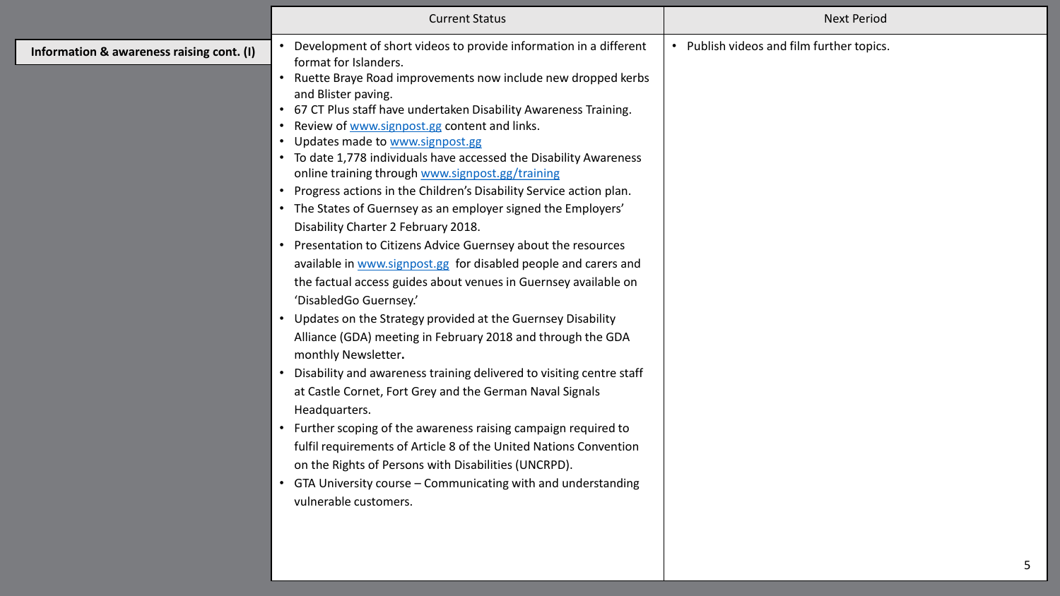| Information & awareness raising cont. (I) | Current Status | Next Period |
|---|---|---|
| | • Development of short videos to provide information in a different format for Islanders.<br>• Ruette Braye Road improvements now include new dropped kerbs and Blister paving.<br>• 67 CT Plus staff have undertaken Disability Awareness Training.<br>• Review of www.signpost.gg content and links.<br>• Updates made to www.signpost.gg<br>• To date 1,778 individuals have accessed the Disability Awareness online training through www.signpost.gg/training<br>• Progress actions in the Children's Disability Service action plan.<br>• The States of Guernsey as an employer signed the Employers' Disability Charter 2 February 2018.<br>• Presentation to Citizens Advice Guernsey about the resources available in www.signpost.gg for disabled people and carers and the factual access guides about venues in Guernsey available on 'DisabledGo Guernsey.'<br>• Updates on the Strategy provided at the Guernsey Disability Alliance (GDA) meeting in February 2018 and through the GDA monthly Newsletter**.**<br>• Disability and awareness training delivered to visiting centre staff at Castle Cornet, Fort Grey and the German Naval Signals Headquarters.<br>• Further scoping of the awareness raising campaign required to fulfil requirements of Article 8 of the United Nations Convention on the Rights of Persons with Disabilities (UNCRPD).<br>• GTA University course – Communicating with and understanding vulnerable customers. | • Publish videos and film further topics. |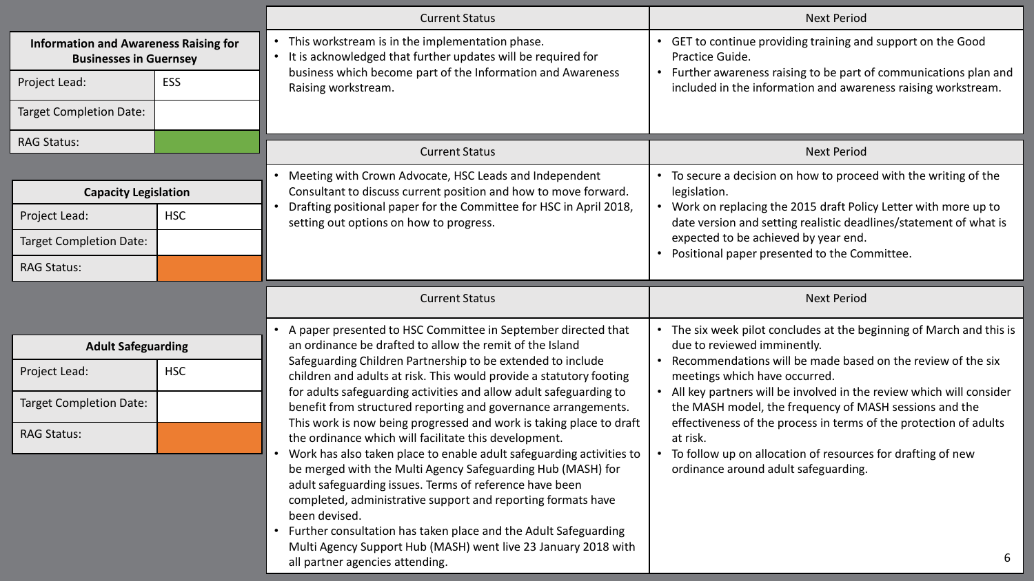## Information and Awareness Raising for Businesses in Guernsey

| | |
|---|---|
| Project Lead: | ESS |
| Target Completion Date: | |
| RAG Status: | Green |

| Current Status | Next Period |
|---|---|
| • This workstream is in the implementation phase.<br>• It is acknowledged that further updates will be required for business which become part of the Information and Awareness Raising workstream. | • GET to continue providing training and support on the Good Practice Guide.<br>• Further awareness raising to be part of communications plan and included in the information and awareness raising workstream. |

## Capacity Legislation

| | |
|---|---|
| Project Lead: | HSC |
| Target Completion Date: | |
| RAG Status: | Amber |

| Current Status | Next Period |
|---|---|
| • Meeting with Crown Advocate, HSC Leads and Independent Consultant to discuss current position and how to move forward.<br>• Drafting positional paper for the Committee for HSC in April 2018, setting out options on how to progress. | • To secure a decision on how to proceed with the writing of the legislation.<br>• Work on replacing the 2015 draft Policy Letter with more up to date version and setting realistic deadlines/statement of what is expected to be achieved by year end.<br>• Positional paper presented to the Committee. |

## Adult Safeguarding

| | |
|---|---|
| Project Lead: | HSC |
| Target Completion Date: | |
| RAG Status: | Amber |

| Current Status | Next Period |
|---|---|
| • A paper presented to HSC Committee in September directed that an ordinance be drafted to allow the remit of the Island Safeguarding Children Partnership to be extended to include children and adults at risk. This would provide a statutory footing for adults safeguarding activities and allow adult safeguarding to benefit from structured reporting and governance arrangements. This work is now being progressed and work is taking place to draft the ordinance which will facilitate this development.<br>• Work has also taken place to enable adult safeguarding activities to be merged with the Multi Agency Safeguarding Hub (MASH) for adult safeguarding issues. Terms of reference have been completed, administrative support and reporting formats have been devised.<br>• Further consultation has taken place and the Adult Safeguarding Multi Agency Support Hub (MASH) went live 23 January 2018 with all partner agencies attending. | • The six week pilot concludes at the beginning of March and this is due to reviewed imminently.<br>• Recommendations will be made based on the review of the six meetings which have occurred.<br>• All key partners will be involved in the review which will consider the MASH model, the frequency of MASH sessions and the effectiveness of the process in terms of the protection of adults at risk.<br>• To follow up on allocation of resources for drafting of new ordinance around adult safeguarding. |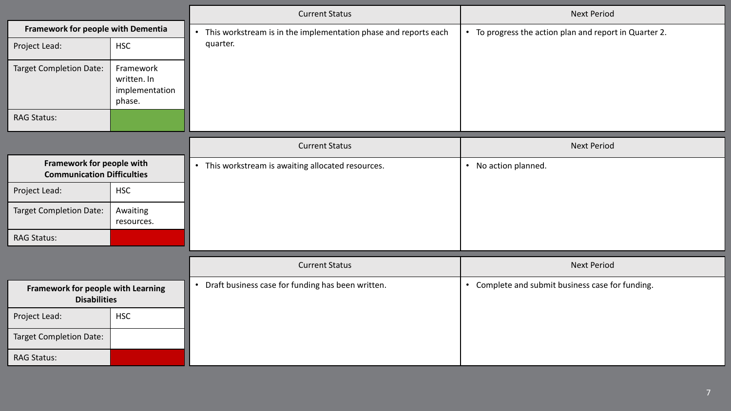## Framework for people with Dementia

| | |
|---|---|
| Project Lead: | HSC |
| Target Completion Date: | Framework written. In implementation phase. |
| RAG Status: | Green |

| Current Status | Next Period |
|---|---|
| • This workstream is in the implementation phase and reports each quarter. | • To progress the action plan and report in Quarter 2. |

## Framework for people with Communication Difficulties

| | |
|---|---|
| Project Lead: | HSC |
| Target Completion Date: | Awaiting resources. |
| RAG Status: | Red |

| Current Status | Next Period |
|---|---|
| • This workstream is awaiting allocated resources. | • No action planned. |

## Framework for people with Learning Disabilities

| | |
|---|---|
| Project Lead: | HSC |
| Target Completion Date: | |
| RAG Status: | Red |

| Current Status | Next Period |
|---|---|
| • Draft business case for funding has been written. | • Complete and submit business case for funding. |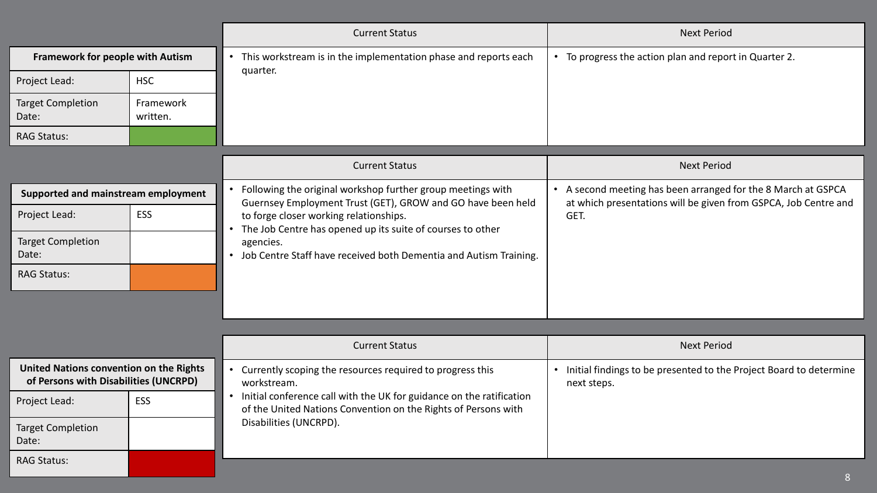| Framework for people with Autism | |
|---|---|
| Project Lead: | HSC |
| Target Completion Date: | Framework written. |
| RAG Status: | |

| Current Status | Next Period |
|---|---|
| • This workstream is in the implementation phase and reports each quarter. | • To progress the action plan and report in Quarter 2. |

| Supported and mainstream employment | |
|---|---|
| Project Lead: | ESS |
| Target Completion Date: | |
| RAG Status: | |

| Current Status | Next Period |
|---|---|
| • Following the original workshop further group meetings with Guernsey Employment Trust (GET), GROW and GO have been held to forge closer working relationships.<br>• The Job Centre has opened up its suite of courses to other agencies.<br>• Job Centre Staff have received both Dementia and Autism Training. | • A second meeting has been arranged for the 8 March at GSPCA at which presentations will be given from GSPCA, Job Centre and GET. |

| United Nations convention on the Rights of Persons with Disabilities (UNCRPD) | |
|---|---|
| Project Lead: | ESS |
| Target Completion Date: | |
| RAG Status: | |

| Current Status | Next Period |
|---|---|
| • Currently scoping the resources required to progress this workstream.<br>• Initial conference call with the UK for guidance on the ratification of the United Nations Convention on the Rights of Persons with Disabilities (UNCRPD). | • Initial findings to be presented to the Project Board to determine next steps. |